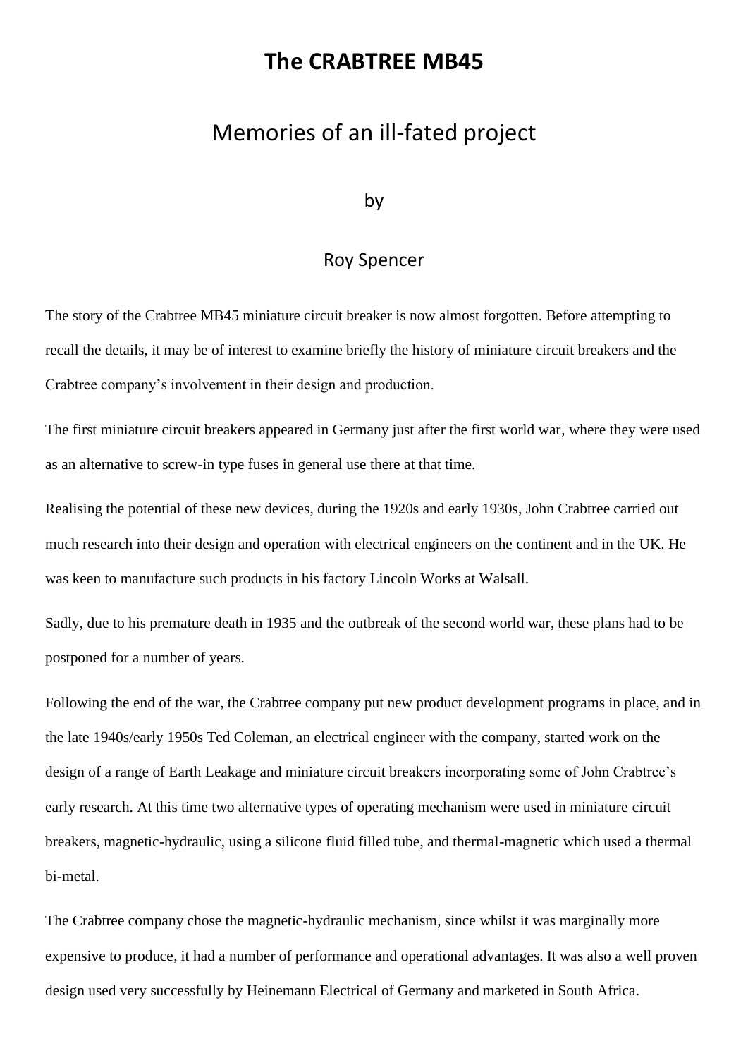# The CRABTREE MB45

## Memories of an ill-fated project

by

Roy Spencer

The story of the Crabtree MB45 miniature circuit breaker is now almost forgotten. Before attempting to recall the details, it may be of interest to examine briefly the history of miniature circuit breakers and the Crabtree company's involvement in their design and production.

The first miniature circuit breakers appeared in Germany just after the first world war, where they were used as an alternative to screw-in type fuses in general use there at that time.

Realising the potential of these new devices, during the 1920s and early 1930s, John Crabtree carried out much research into their design and operation with electrical engineers on the continent and in the UK. He was keen to manufacture such products in his factory Lincoln Works at Walsall.

Sadly, due to his premature death in 1935 and the outbreak of the second world war, these plans had to be postponed for a number of years.

Following the end of the war, the Crabtree company put new product development programs in place, and in the late 1940s/early 1950s Ted Coleman, an electrical engineer with the company, started work on the design of a range of Earth Leakage and miniature circuit breakers incorporating some of John Crabtree's early research. At this time two alternative types of operating mechanism were used in miniature circuit breakers, magnetic-hydraulic, using a silicone fluid filled tube, and thermal-magnetic which used a thermal bi-metal.

The Crabtree company chose the magnetic-hydraulic mechanism, since whilst it was marginally more expensive to produce, it had a number of performance and operational advantages. It was also a well proven design used very successfully by Heinemann Electrical of Germany and marketed in South Africa.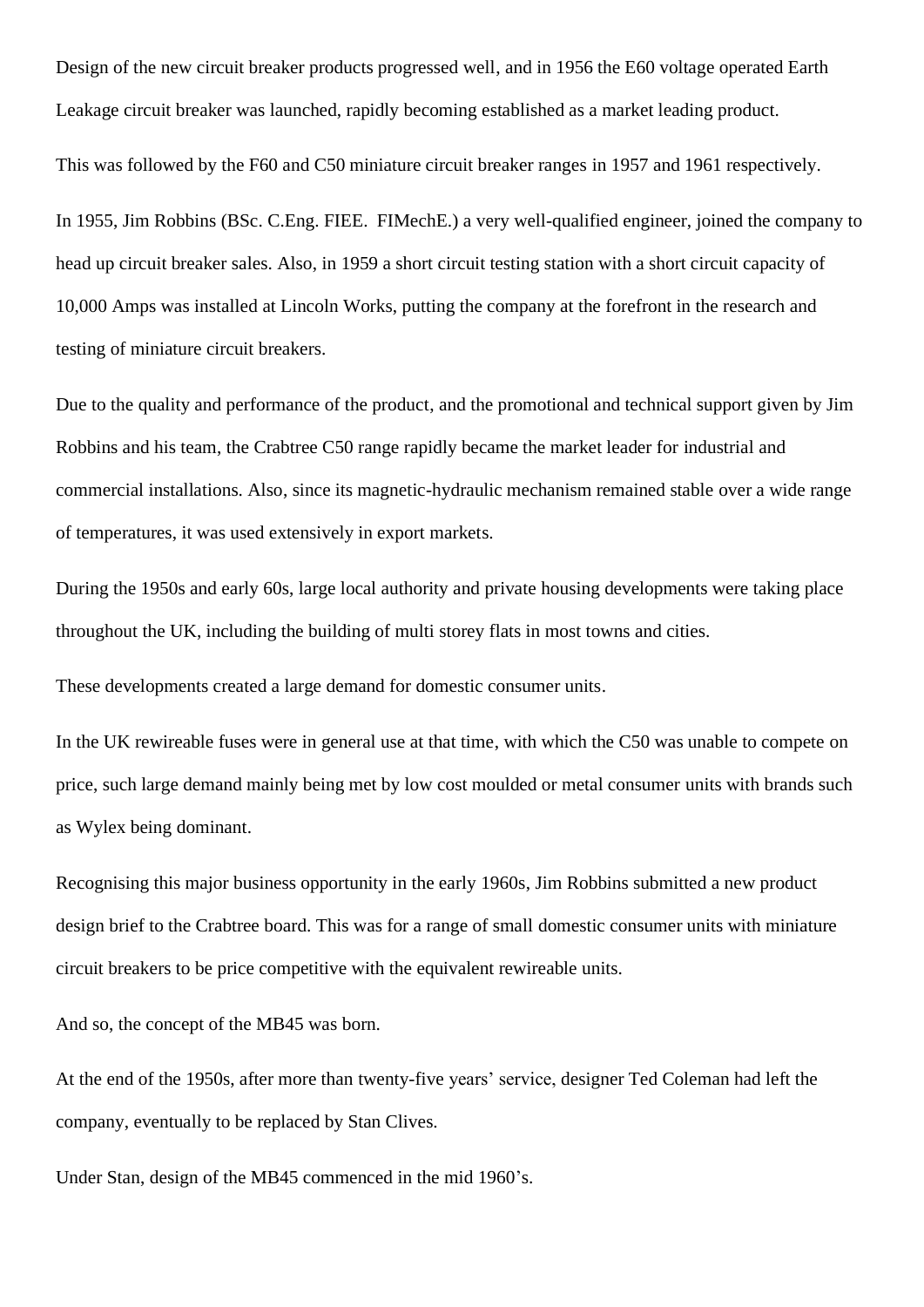Design of the new circuit breaker products progressed well, and in 1956 the E60 voltage operated Earth Leakage circuit breaker was launched, rapidly becoming established as a market leading product.

This was followed by the F60 and C50 miniature circuit breaker ranges in 1957 and 1961 respectively.

In 1955, Jim Robbins (BSc. C.Eng. FIEE. FIMechE.) a very well-qualified engineer, joined the company to head up circuit breaker sales. Also, in 1959 a short circuit testing station with a short circuit capacity of 10,000 Amps was installed at Lincoln Works, putting the company at the forefront in the research and testing of miniature circuit breakers.

Due to the quality and performance of the product, and the promotional and technical support given by Jim Robbins and his team, the Crabtree C50 range rapidly became the market leader for industrial and commercial installations. Also, since its magnetic-hydraulic mechanism remained stable over a wide range of temperatures, it was used extensively in export markets.

During the 1950s and early 60s, large local authority and private housing developments were taking place throughout the UK, including the building of multi storey flats in most towns and cities.

These developments created a large demand for domestic consumer units.

In the UK rewireable fuses were in general use at that time, with which the C50 was unable to compete on price, such large demand mainly being met by low cost moulded or metal consumer units with brands such as Wylex being dominant.

Recognising this major business opportunity in the early 1960s, Jim Robbins submitted a new product design brief to the Crabtree board. This was for a range of small domestic consumer units with miniature circuit breakers to be price competitive with the equivalent rewireable units.

And so, the concept of the MB45 was born.

At the end of the 1950s, after more than twenty-five years' service, designer Ted Coleman had left the company, eventually to be replaced by Stan Clives.

Under Stan, design of the MB45 commenced in the mid 1960's.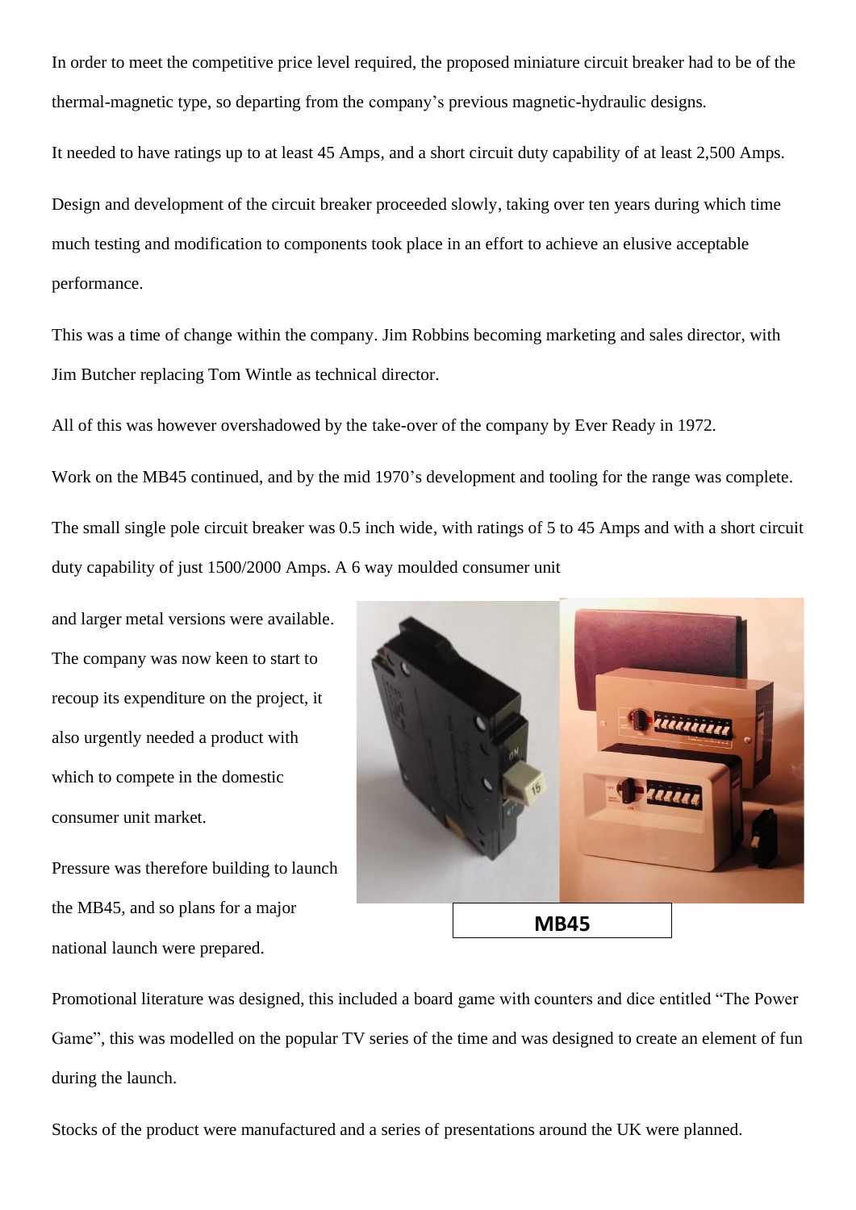In order to meet the competitive price level required, the proposed miniature circuit breaker had to be of the thermal-magnetic type, so departing from the company's previous magnetic-hydraulic designs.

It needed to have ratings up to at least 45 Amps, and a short circuit duty capability of at least 2,500 Amps.

Design and development of the circuit breaker proceeded slowly, taking over ten years during which time much testing and modification to components took place in an effort to achieve an elusive acceptable performance.

This was a time of change within the company. Jim Robbins becoming marketing and sales director, with Jim Butcher replacing Tom Wintle as technical director.

All of this was however overshadowed by the take-over of the company by Ever Ready in 1972.

Work on the MB45 continued, and by the mid 1970's development and tooling for the range was complete.

The small single pole circuit breaker was 0.5 inch wide, with ratings of 5 to 45 Amps and with a short circuit duty capability of just 1500/2000 Amps. A 6 way moulded consumer unit and larger metal versions were available. The company was now keen to start to recoup its expenditure on the project, it also urgently needed a product with which to compete in the domestic consumer unit market.

Pressure was therefore building to launch the MB45, and so plans for a major national launch were prepared.

**MB45**

Promotional literature was designed, this included a board game with counters and dice entitled "The Power Game", this was modelled on the popular TV series of the time and was designed to create an element of fun during the launch.

Stocks of the product were manufactured and a series of presentations around the UK were planned.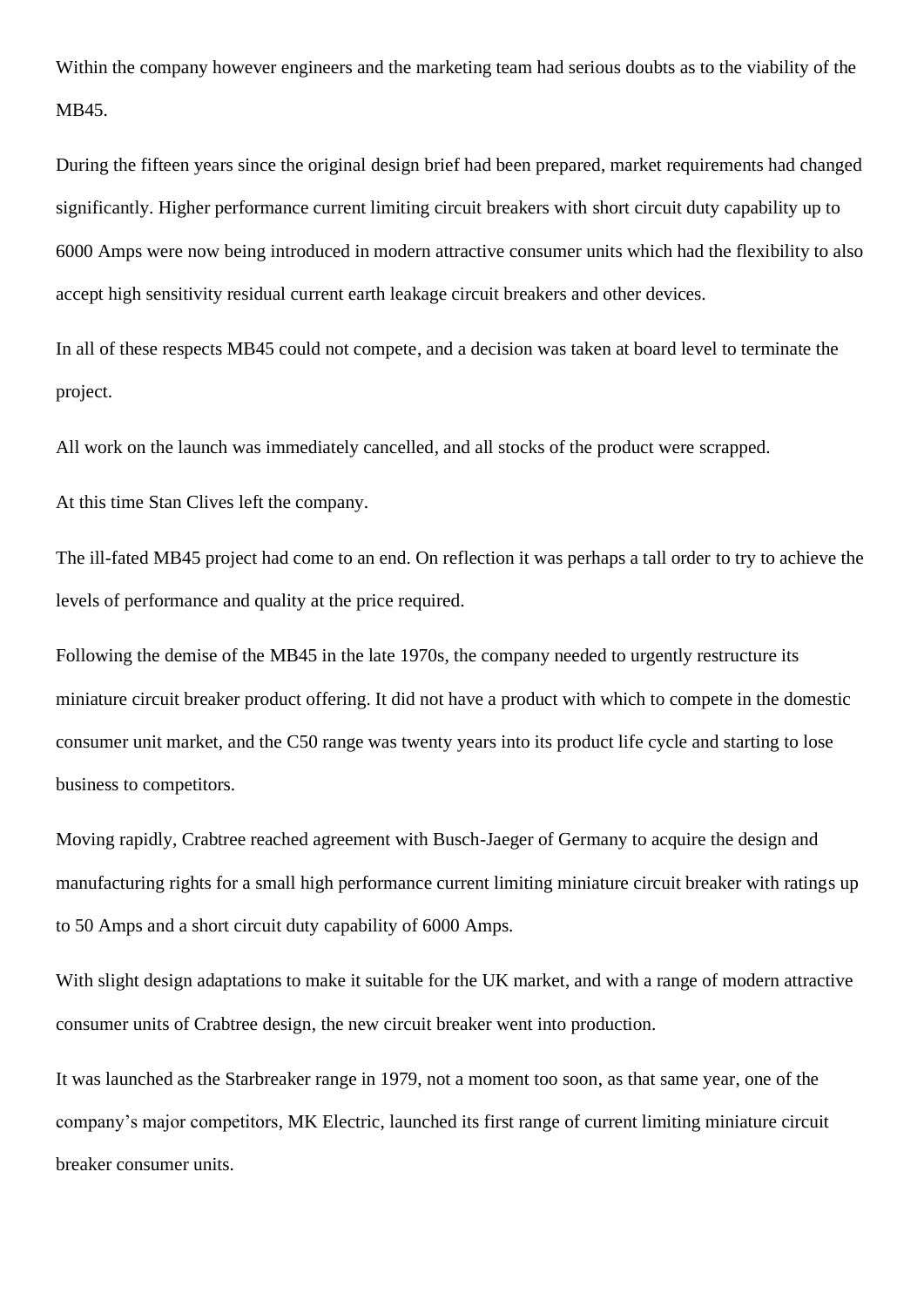Within the company however engineers and the marketing team had serious doubts as to the viability of the MB45.

During the fifteen years since the original design brief had been prepared, market requirements had changed significantly. Higher performance current limiting circuit breakers with short circuit duty capability up to 6000 Amps were now being introduced in modern attractive consumer units which had the flexibility to also accept high sensitivity residual current earth leakage circuit breakers and other devices.

In all of these respects MB45 could not compete, and a decision was taken at board level to terminate the project.

All work on the launch was immediately cancelled, and all stocks of the product were scrapped.

At this time Stan Clives left the company.

The ill-fated MB45 project had come to an end. On reflection it was perhaps a tall order to try to achieve the levels of performance and quality at the price required.

Following the demise of the MB45 in the late 1970s, the company needed to urgently restructure its miniature circuit breaker product offering. It did not have a product with which to compete in the domestic consumer unit market, and the C50 range was twenty years into its product life cycle and starting to lose business to competitors.

Moving rapidly, Crabtree reached agreement with Busch-Jaeger of Germany to acquire the design and manufacturing rights for a small high performance current limiting miniature circuit breaker with ratings up to 50 Amps and a short circuit duty capability of 6000 Amps.

With slight design adaptations to make it suitable for the UK market, and with a range of modern attractive consumer units of Crabtree design, the new circuit breaker went into production.

It was launched as the Starbreaker range in 1979, not a moment too soon, as that same year, one of the company's major competitors, MK Electric, launched its first range of current limiting miniature circuit breaker consumer units.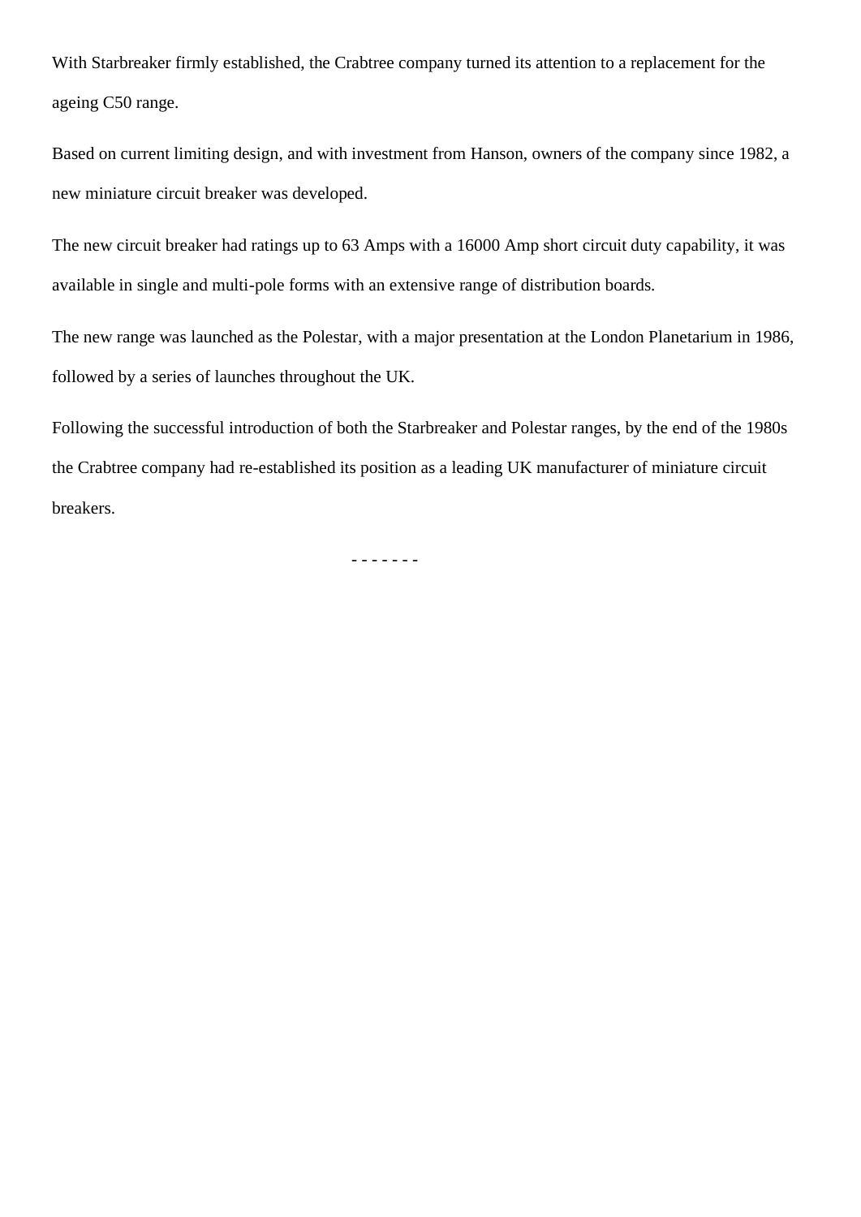With Starbreaker firmly established, the Crabtree company turned its attention to a replacement for the ageing C50 range.

Based on current limiting design, and with investment from Hanson, owners of the company since 1982, a new miniature circuit breaker was developed.

The new circuit breaker had ratings up to 63 Amps with a 16000 Amp short circuit duty capability, it was available in single and multi-pole forms with an extensive range of distribution boards.

The new range was launched as the Polestar, with a major presentation at the London Planetarium in 1986, followed by a series of launches throughout the UK.

Following the successful introduction of both the Starbreaker and Polestar ranges, by the end of the 1980s the Crabtree company had re-established its position as a leading UK manufacturer of miniature circuit breakers.

- - - - - - -